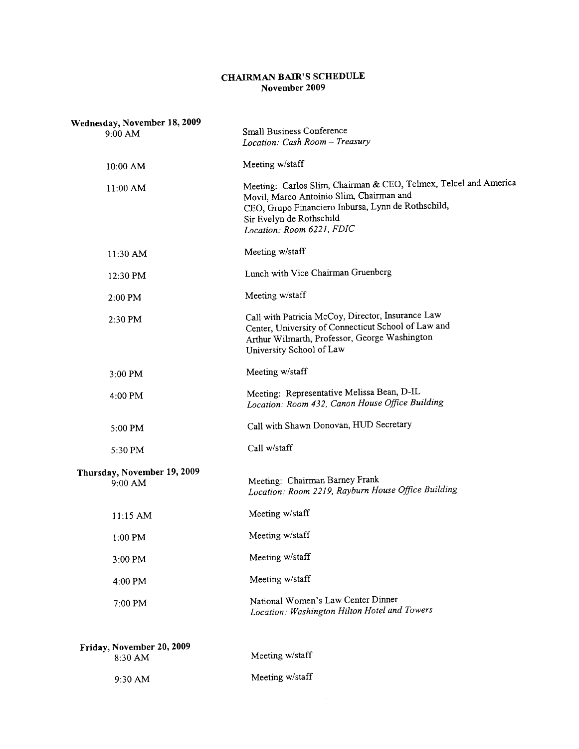# CHAIRMAN BAIR'S SCHEDULE
## November 2009

**Wednesday, November 18, 2009**

| | |
|---|---|
| 9:00 AM | Small Business Conference<br>*Location: Cash Room – Treasury* |
| 10:00 AM | Meeting w/staff |
| 11:00 AM | Meeting: Carlos Slim, Chairman & CEO, Telmex, Telcel and America Movil, Marco Antoinio Slim, Chairman and CEO, Grupo Financiero Inbursa, Lynn de Rothschild, Sir Evelyn de Rothschild<br>*Location: Room 6221, FDIC* |
| 11:30 AM | Meeting w/staff |
| 12:30 PM | Lunch with Vice Chairman Gruenberg |
| 2:00 PM | Meeting w/staff |
| 2:30 PM | Call with Patricia McCoy, Director, Insurance Law Center, University of Connecticut School of Law and Arthur Wilmarth, Professor, George Washington University School of Law |
| 3:00 PM | Meeting w/staff |
| 4:00 PM | Meeting: Representative Melissa Bean, D-IL<br>*Location: Room 432, Canon House Office Building* |
| 5:00 PM | Call with Shawn Donovan, HUD Secretary |
| 5:30 PM | Call w/staff |

**Thursday, November 19, 2009**

| | |
|---|---|
| 9:00 AM | Meeting: Chairman Barney Frank<br>*Location: Room 2219, Rayburn House Office Building* |
| 11:15 AM | Meeting w/staff |
| 1:00 PM | Meeting w/staff |
| 3:00 PM | Meeting w/staff |
| 4:00 PM | Meeting w/staff |
| 7:00 PM | National Women's Law Center Dinner<br>*Location: Washington Hilton Hotel and Towers* |

**Friday, November 20, 2009**

| | |
|---|---|
| 8:30 AM | Meeting w/staff |
| 9:30 AM | Meeting w/staff |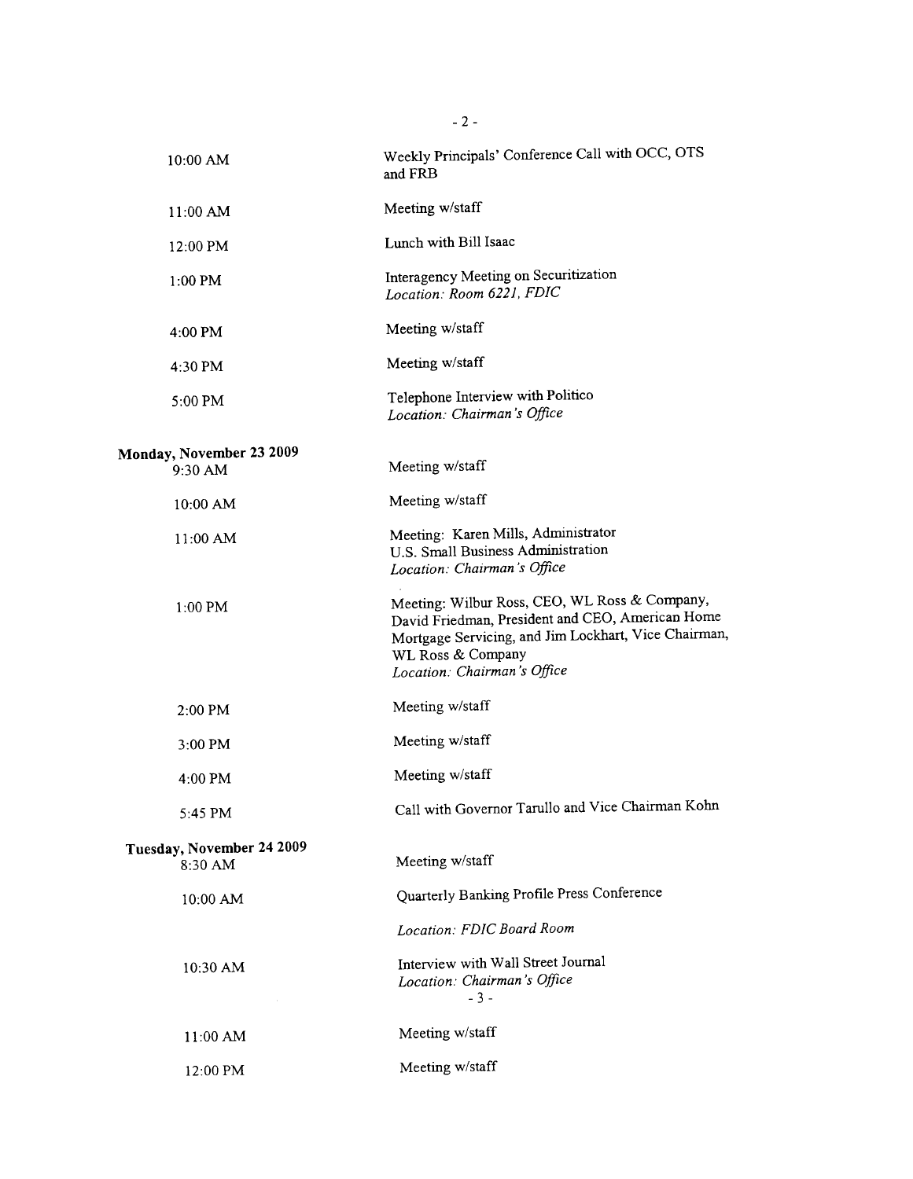| | |
|---|---|
| 10:00 AM | Weekly Principals' Conference Call with OCC, OTS and FRB |
| 11:00 AM | Meeting w/staff |
| 12:00 PM | Lunch with Bill Isaac |
| 1:00 PM | Interagency Meeting on Securitization<br>*Location: Room 6221, FDIC* |
| 4:00 PM | Meeting w/staff |
| 4:30 PM | Meeting w/staff |
| 5:00 PM | Telephone Interview with Politico<br>*Location: Chairman's Office* |

**Monday, November 23 2009**

| | |
|---|---|
| 9:30 AM | Meeting w/staff |
| 10:00 AM | Meeting w/staff |
| 11:00 AM | Meeting: Karen Mills, Administrator<br>U.S. Small Business Administration<br>*Location: Chairman's Office* |
| 1:00 PM | Meeting: Wilbur Ross, CEO, WL Ross & Company, David Friedman, President and CEO, American Home Mortgage Servicing, and Jim Lockhart, Vice Chairman, WL Ross & Company<br>*Location: Chairman's Office* |
| 2:00 PM | Meeting w/staff |
| 3:00 PM | Meeting w/staff |
| 4:00 PM | Meeting w/staff |
| 5:45 PM | Call with Governor Tarullo and Vice Chairman Kohn |

**Tuesday, November 24 2009**

| | |
|---|---|
| 8:30 AM | Meeting w/staff |
| 10:00 AM | Quarterly Banking Profile Press Conference<br>*Location: FDIC Board Room* |
| 10:30 AM | Interview with Wall Street Journal<br>*Location: Chairman's Office* |
| 11:00 AM | Meeting w/staff |
| 12:00 PM | Meeting w/staff |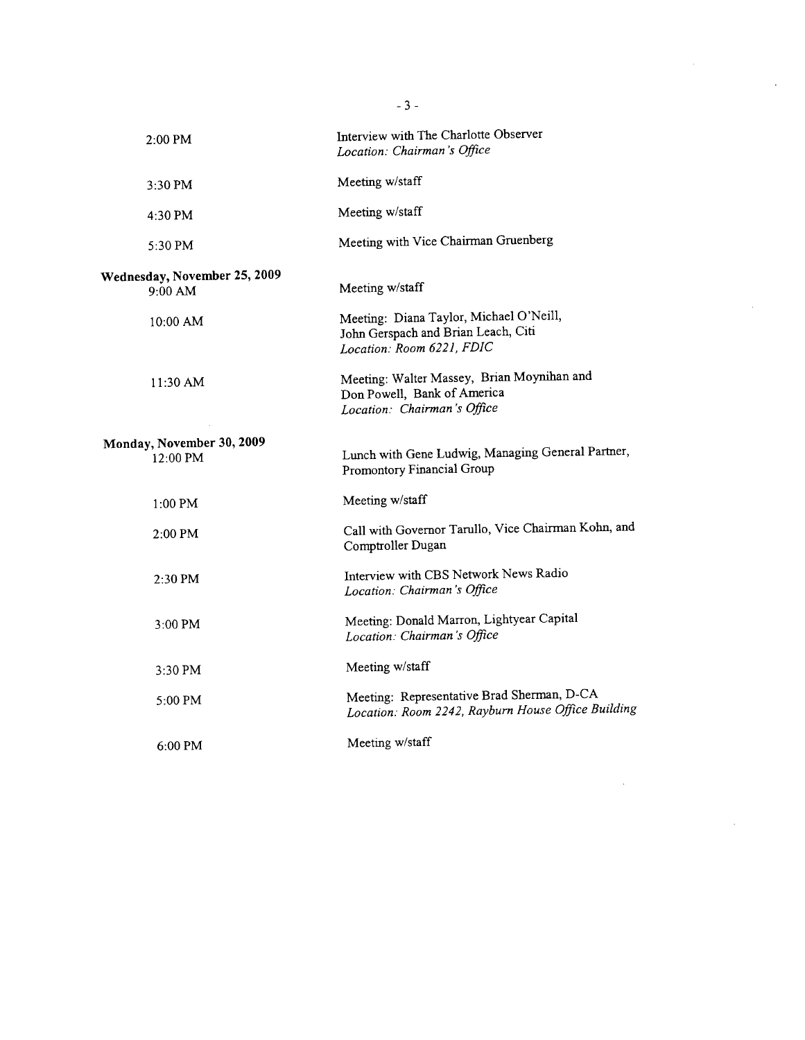| | |
|---|---|
| 2:00 PM | Interview with The Charlotte Observer<br>*Location: Chairman's Office* |
| 3:30 PM | Meeting w/staff |
| 4:30 PM | Meeting w/staff |
| 5:30 PM | Meeting with Vice Chairman Gruenberg |
| **Wednesday, November 25, 2009** | |
| 9:00 AM | Meeting w/staff |
| 10:00 AM | Meeting: Diana Taylor, Michael O'Neill, John Gerspach and Brian Leach, Citi<br>*Location: Room 6221, FDIC* |
| 11:30 AM | Meeting: Walter Massey, Brian Moynihan and Don Powell, Bank of America<br>*Location: Chairman's Office* |
| **Monday, November 30, 2009** | |
| 12:00 PM | Lunch with Gene Ludwig, Managing General Partner, Promontory Financial Group |
| 1:00 PM | Meeting w/staff |
| 2:00 PM | Call with Governor Tarullo, Vice Chairman Kohn, and Comptroller Dugan |
| 2:30 PM | Interview with CBS Network News Radio<br>*Location: Chairman's Office* |
| 3:00 PM | Meeting: Donald Marron, Lightyear Capital<br>*Location: Chairman's Office* |
| 3:30 PM | Meeting w/staff |
| 5:00 PM | Meeting: Representative Brad Sherman, D-CA<br>*Location: Room 2242, Rayburn House Office Building* |
| 6:00 PM | Meeting w/staff |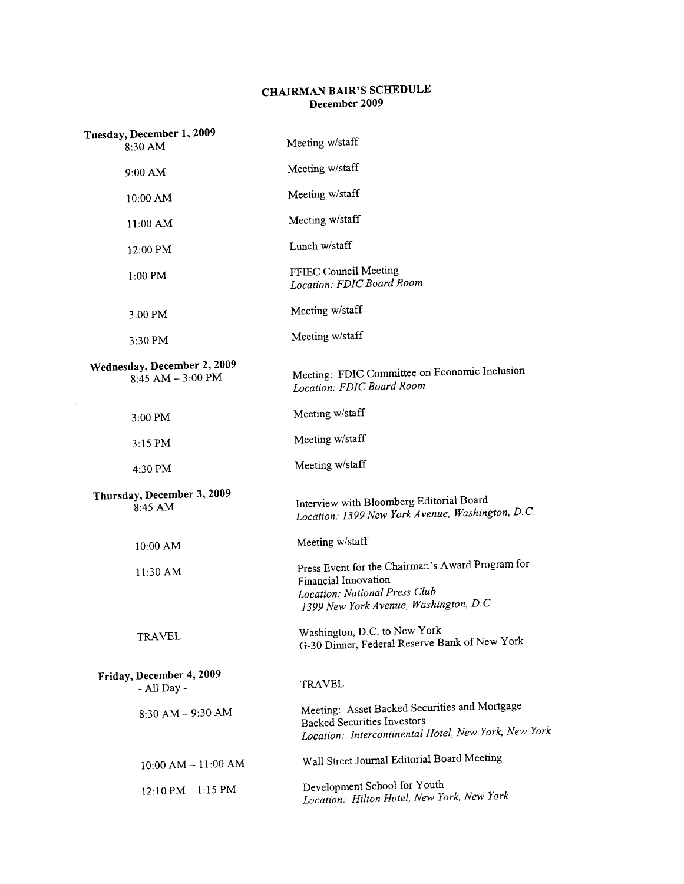# CHAIRMAN BAIR'S SCHEDULE
## December 2009

| | |
|---|---|
| **Tuesday, December 1, 2009** | |
| 8:30 AM | Meeting w/staff |
| 9:00 AM | Meeting w/staff |
| 10:00 AM | Meeting w/staff |
| 11:00 AM | Meeting w/staff |
| 12:00 PM | Lunch w/staff |
| 1:00 PM | FFIEC Council Meeting<br>*Location: FDIC Board Room* |
| 3:00 PM | Meeting w/staff |
| 3:30 PM | Meeting w/staff |
| **Wednesday, December 2, 2009** | |
| 8:45 AM – 3:00 PM | Meeting: FDIC Committee on Economic Inclusion<br>*Location: FDIC Board Room* |
| 3:00 PM | Meeting w/staff |
| 3:15 PM | Meeting w/staff |
| 4:30 PM | Meeting w/staff |
| **Thursday, December 3, 2009** | |
| 8:45 AM | Interview with Bloomberg Editorial Board<br>*Location: 1399 New York Avenue, Washington, D.C.* |
| 10:00 AM | Meeting w/staff |
| 11:30 AM | Press Event for the Chairman's Award Program for Financial Innovation<br>*Location: National Press Club*<br>*1399 New York Avenue, Washington, D.C.* |
| TRAVEL | Washington, D.C. to New York<br>G-30 Dinner, Federal Reserve Bank of New York |
| **Friday, December 4, 2009** | |
| - All Day - | TRAVEL |
| 8:30 AM – 9:30 AM | Meeting: Asset Backed Securities and Mortgage Backed Securities Investors<br>*Location: Intercontinental Hotel, New York, New York* |
| 10:00 AM – 11:00 AM | Wall Street Journal Editorial Board Meeting |
| 12:10 PM – 1:15 PM | Development School for Youth<br>*Location: Hilton Hotel, New York, New York* |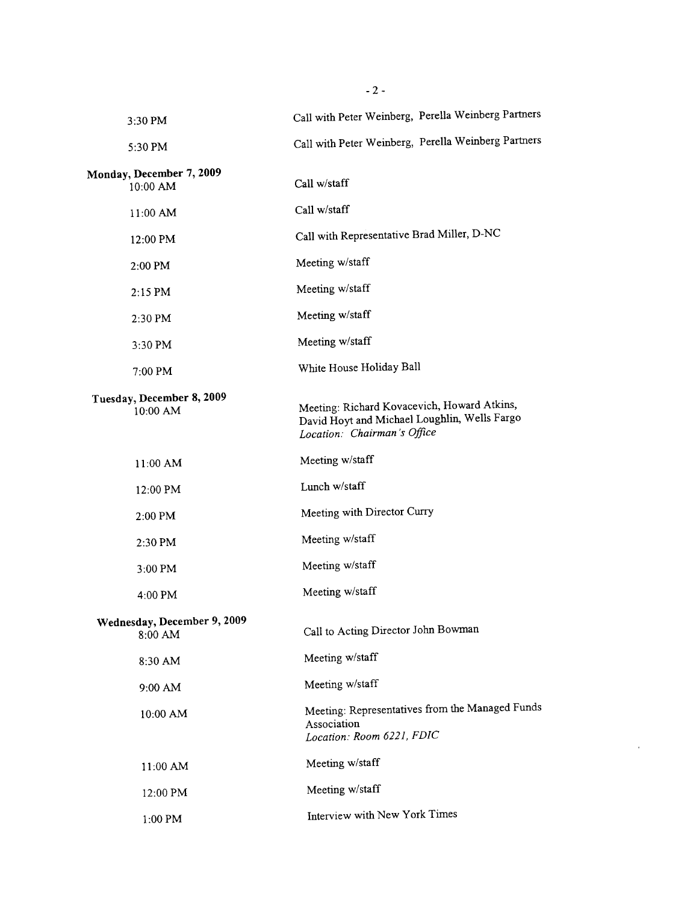| | |
|---|---|
| 3:30 PM | Call with Peter Weinberg, Perella Weinberg Partners |
| 5:30 PM | Call with Peter Weinberg, Perella Weinberg Partners |
| **Monday, December 7, 2009** | |
| 10:00 AM | Call w/staff |
| 11:00 AM | Call w/staff |
| 12:00 PM | Call with Representative Brad Miller, D-NC |
| 2:00 PM | Meeting w/staff |
| 2:15 PM | Meeting w/staff |
| 2:30 PM | Meeting w/staff |
| 3:30 PM | Meeting w/staff |
| 7:00 PM | White House Holiday Ball |
| **Tuesday, December 8, 2009** | |
| 10:00 AM | Meeting: Richard Kovacevich, Howard Atkins, David Hoyt and Michael Loughlin, Wells Fargo<br>*Location: Chairman's Office* |
| 11:00 AM | Meeting w/staff |
| 12:00 PM | Lunch w/staff |
| 2:00 PM | Meeting with Director Curry |
| 2:30 PM | Meeting w/staff |
| 3:00 PM | Meeting w/staff |
| 4:00 PM | Meeting w/staff |
| **Wednesday, December 9, 2009** | |
| 8:00 AM | Call to Acting Director John Bowman |
| 8:30 AM | Meeting w/staff |
| 9:00 AM | Meeting w/staff |
| 10:00 AM | Meeting: Representatives from the Managed Funds Association<br>*Location: Room 6221, FDIC* |
| 11:00 AM | Meeting w/staff |
| 12:00 PM | Meeting w/staff |
| 1:00 PM | Interview with New York Times |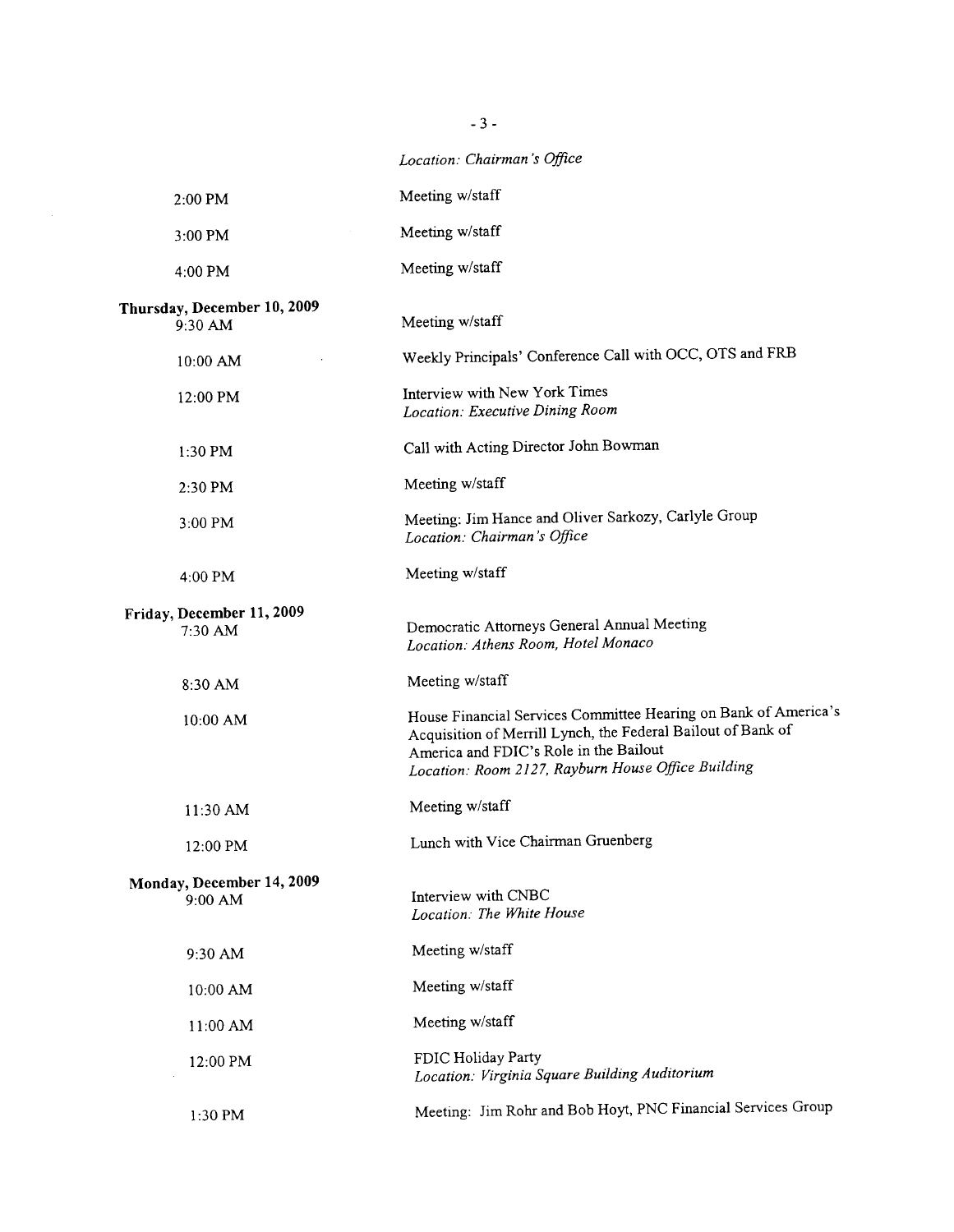*Location: Chairman's Office*

| | |
|---|---|
| 2:00 PM | Meeting w/staff |
| 3:00 PM | Meeting w/staff |
| 4:00 PM | Meeting w/staff |
| **Thursday, December 10, 2009** | |
| 9:30 AM | Meeting w/staff |
| 10:00 AM | Weekly Principals' Conference Call with OCC, OTS and FRB |
| 12:00 PM | Interview with New York Times<br>*Location: Executive Dining Room* |
| 1:30 PM | Call with Acting Director John Bowman |
| 2:30 PM | Meeting w/staff |
| 3:00 PM | Meeting: Jim Hance and Oliver Sarkozy, Carlyle Group<br>*Location: Chairman's Office* |
| 4:00 PM | Meeting w/staff |
| **Friday, December 11, 2009** | |
| 7:30 AM | Democratic Attorneys General Annual Meeting<br>*Location: Athens Room, Hotel Monaco* |
| 8:30 AM | Meeting w/staff |
| 10:00 AM | House Financial Services Committee Hearing on Bank of America's Acquisition of Merrill Lynch, the Federal Bailout of Bank of America and FDIC's Role in the Bailout<br>*Location: Room 2127, Rayburn House Office Building* |
| 11:30 AM | Meeting w/staff |
| 12:00 PM | Lunch with Vice Chairman Gruenberg |
| **Monday, December 14, 2009** | |
| 9:00 AM | Interview with CNBC<br>*Location: The White House* |
| 9:30 AM | Meeting w/staff |
| 10:00 AM | Meeting w/staff |
| 11:00 AM | Meeting w/staff |
| 12:00 PM | FDIC Holiday Party<br>*Location: Virginia Square Building Auditorium* |
| 1:30 PM | Meeting: Jim Rohr and Bob Hoyt, PNC Financial Services Group |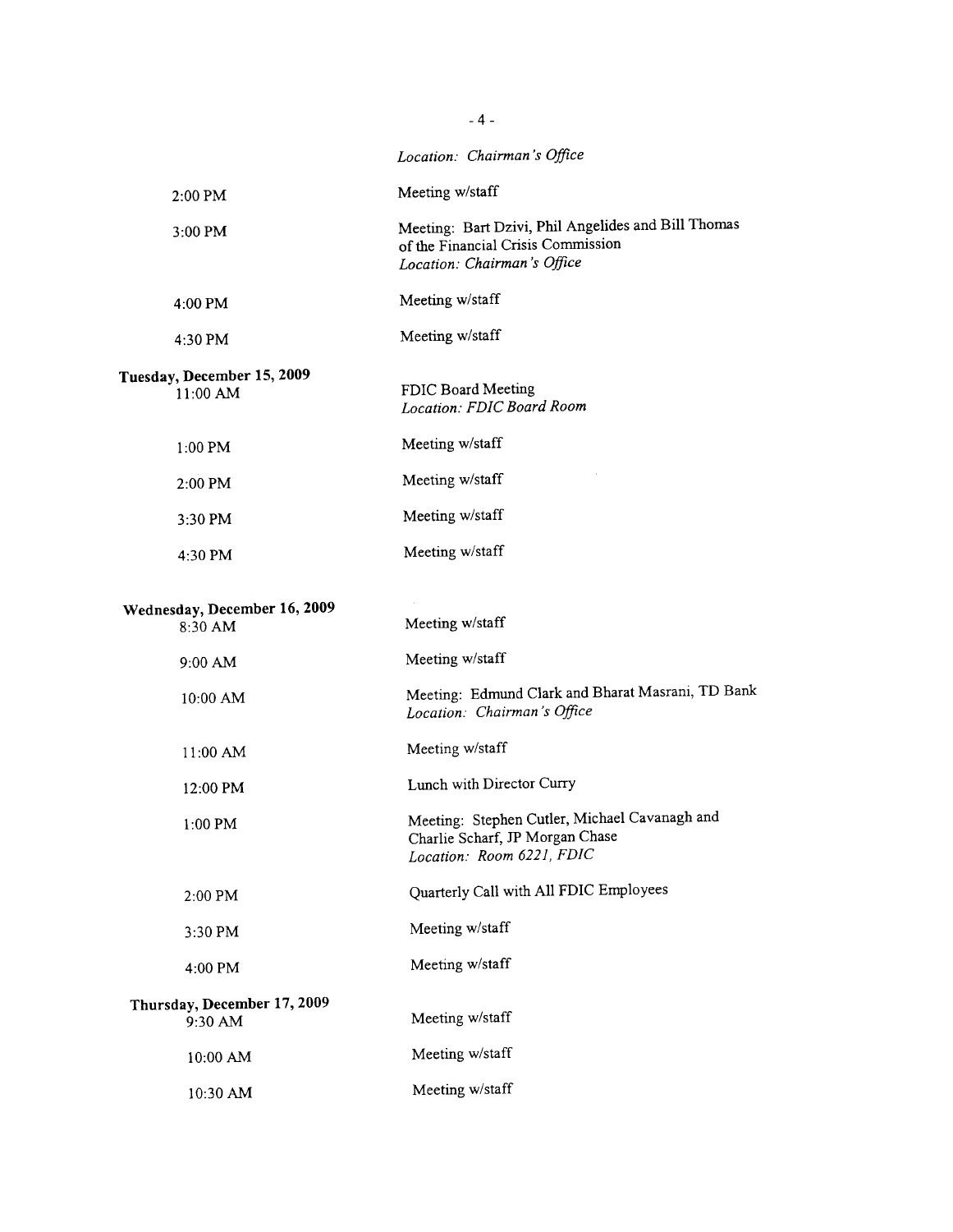*Location: Chairman's Office*

| | |
|---|---|
| 2:00 PM | Meeting w/staff |
| 3:00 PM | Meeting: Bart Dzivi, Phil Angelides and Bill Thomas of the Financial Crisis Commission<br>*Location: Chairman's Office* |
| 4:00 PM | Meeting w/staff |
| 4:30 PM | Meeting w/staff |
| **Tuesday, December 15, 2009**<br>11:00 AM | FDIC Board Meeting<br>*Location: FDIC Board Room* |
| 1:00 PM | Meeting w/staff |
| 2:00 PM | Meeting w/staff |
| 3:30 PM | Meeting w/staff |
| 4:30 PM | Meeting w/staff |
| **Wednesday, December 16, 2009**<br>8:30 AM | Meeting w/staff |
| 9:00 AM | Meeting w/staff |
| 10:00 AM | Meeting: Edmund Clark and Bharat Masrani, TD Bank<br>*Location: Chairman's Office* |
| 11:00 AM | Meeting w/staff |
| 12:00 PM | Lunch with Director Curry |
| 1:00 PM | Meeting: Stephen Cutler, Michael Cavanagh and Charlie Scharf, JP Morgan Chase<br>*Location: Room 6221, FDIC* |
| 2:00 PM | Quarterly Call with All FDIC Employees |
| 3:30 PM | Meeting w/staff |
| 4:00 PM | Meeting w/staff |
| **Thursday, December 17, 2009**<br>9:30 AM | Meeting w/staff |
| 10:00 AM | Meeting w/staff |
| 10:30 AM | Meeting w/staff |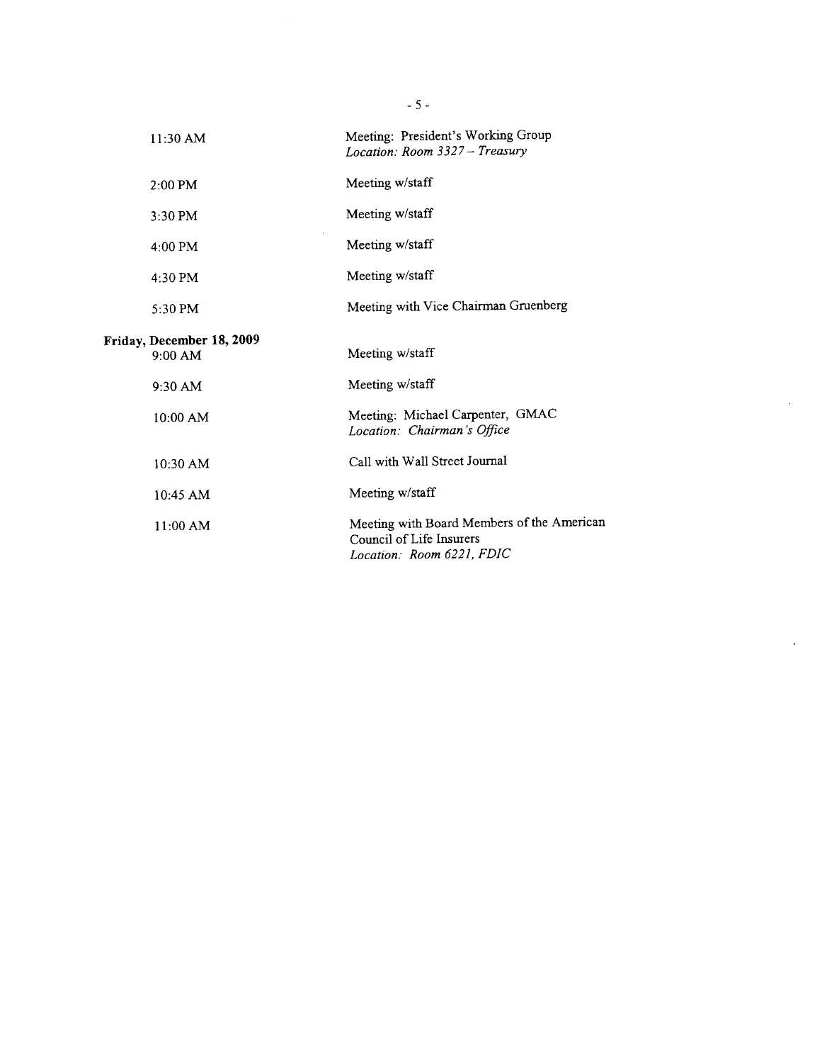| | |
|---|---|
| 11:30 AM | Meeting: President's Working Group<br>*Location: Room 3327 – Treasury* |
| 2:00 PM | Meeting w/staff |
| 3:30 PM | Meeting w/staff |
| 4:00 PM | Meeting w/staff |
| 4:30 PM | Meeting w/staff |
| 5:30 PM | Meeting with Vice Chairman Gruenberg |
| **Friday, December 18, 2009** | |
| 9:00 AM | Meeting w/staff |
| 9:30 AM | Meeting w/staff |
| 10:00 AM | Meeting: Michael Carpenter, GMAC<br>*Location: Chairman's Office* |
| 10:30 AM | Call with Wall Street Journal |
| 10:45 AM | Meeting w/staff |
| 11:00 AM | Meeting with Board Members of the American Council of Life Insurers<br>*Location: Room 6221, FDIC* |